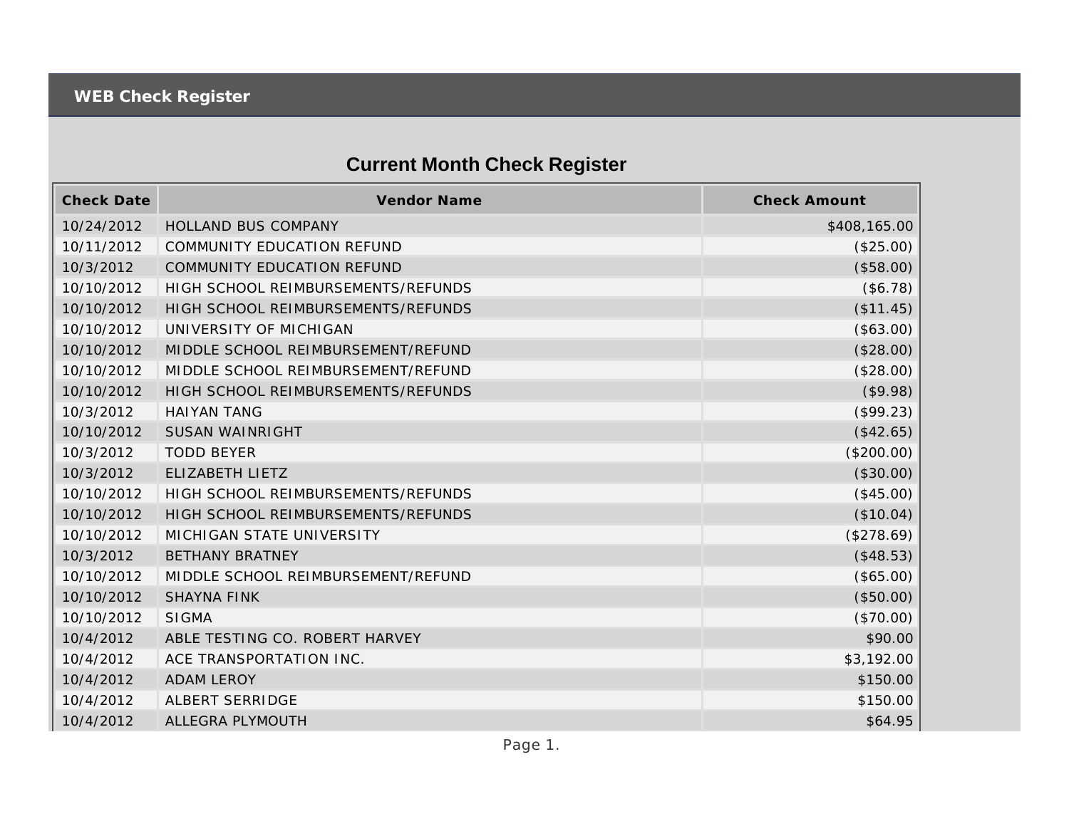# WEB Check Register

## Current Month Check Register

| Check Date | Vendor Name | Check Amount |
|---|---|---|
| 10/24/2012 | HOLLAND BUS COMPANY | $408,165.00 |
| 10/11/2012 | COMMUNITY EDUCATION REFUND | ($25.00) |
| 10/3/2012 | COMMUNITY EDUCATION REFUND | ($58.00) |
| 10/10/2012 | HIGH SCHOOL REIMBURSEMENTS/REFUNDS | ($6.78) |
| 10/10/2012 | HIGH SCHOOL REIMBURSEMENTS/REFUNDS | ($11.45) |
| 10/10/2012 | UNIVERSITY OF MICHIGAN | ($63.00) |
| 10/10/2012 | MIDDLE SCHOOL REIMBURSEMENT/REFUND | ($28.00) |
| 10/10/2012 | MIDDLE SCHOOL REIMBURSEMENT/REFUND | ($28.00) |
| 10/10/2012 | HIGH SCHOOL REIMBURSEMENTS/REFUNDS | ($9.98) |
| 10/3/2012 | HAIYAN TANG | ($99.23) |
| 10/10/2012 | SUSAN WAINRIGHT | ($42.65) |
| 10/3/2012 | TODD BEYER | ($200.00) |
| 10/3/2012 | ELIZABETH LIETZ | ($30.00) |
| 10/10/2012 | HIGH SCHOOL REIMBURSEMENTS/REFUNDS | ($45.00) |
| 10/10/2012 | HIGH SCHOOL REIMBURSEMENTS/REFUNDS | ($10.04) |
| 10/10/2012 | MICHIGAN STATE UNIVERSITY | ($278.69) |
| 10/3/2012 | BETHANY BRATNEY | ($48.53) |
| 10/10/2012 | MIDDLE SCHOOL REIMBURSEMENT/REFUND | ($65.00) |
| 10/10/2012 | SHAYNA FINK | ($50.00) |
| 10/10/2012 | SIGMA | ($70.00) |
| 10/4/2012 | ABLE TESTING CO. ROBERT HARVEY | $90.00 |
| 10/4/2012 | ACE TRANSPORTATION INC. | $3,192.00 |
| 10/4/2012 | ADAM LEROY | $150.00 |
| 10/4/2012 | ALBERT SERRIDGE | $150.00 |
| 10/4/2012 | ALLEGRA PLYMOUTH | $64.95 |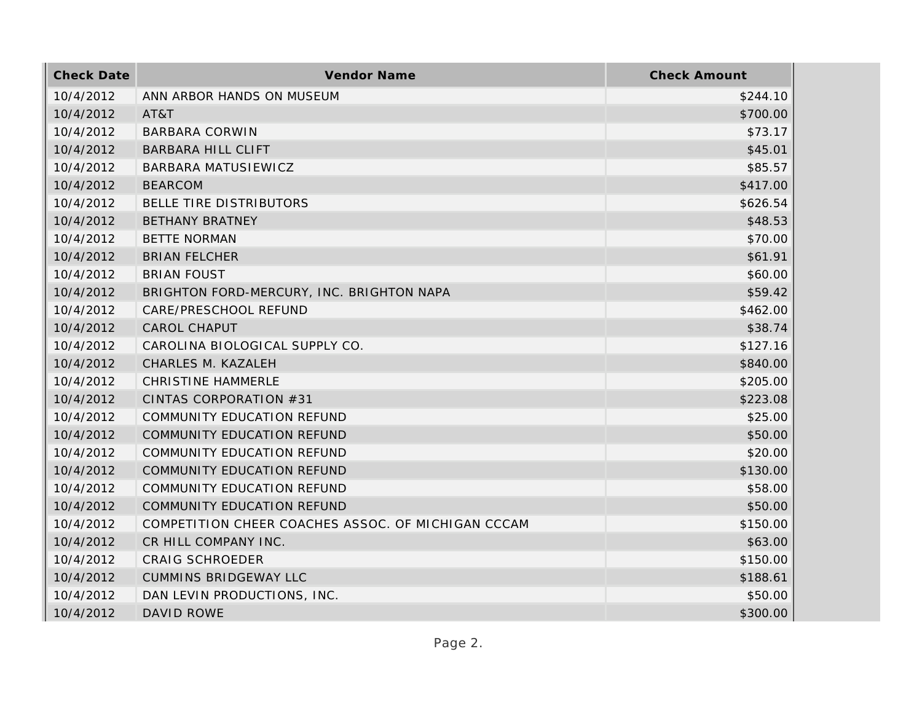| Check Date | Vendor Name | Check Amount |
|---|---|---|
| 10/4/2012 | ANN ARBOR HANDS ON MUSEUM | $244.10 |
| 10/4/2012 | AT&T | $700.00 |
| 10/4/2012 | BARBARA CORWIN | $73.17 |
| 10/4/2012 | BARBARA HILL CLIFT | $45.01 |
| 10/4/2012 | BARBARA MATUSIEWICZ | $85.57 |
| 10/4/2012 | BEARCOM | $417.00 |
| 10/4/2012 | BELLE TIRE DISTRIBUTORS | $626.54 |
| 10/4/2012 | BETHANY BRATNEY | $48.53 |
| 10/4/2012 | BETTE NORMAN | $70.00 |
| 10/4/2012 | BRIAN FELCHER | $61.91 |
| 10/4/2012 | BRIAN FOUST | $60.00 |
| 10/4/2012 | BRIGHTON FORD-MERCURY, INC. BRIGHTON NAPA | $59.42 |
| 10/4/2012 | CARE/PRESCHOOL REFUND | $462.00 |
| 10/4/2012 | CAROL CHAPUT | $38.74 |
| 10/4/2012 | CAROLINA BIOLOGICAL SUPPLY CO. | $127.16 |
| 10/4/2012 | CHARLES M. KAZALEH | $840.00 |
| 10/4/2012 | CHRISTINE HAMMERLE | $205.00 |
| 10/4/2012 | CINTAS CORPORATION #31 | $223.08 |
| 10/4/2012 | COMMUNITY EDUCATION REFUND | $25.00 |
| 10/4/2012 | COMMUNITY EDUCATION REFUND | $50.00 |
| 10/4/2012 | COMMUNITY EDUCATION REFUND | $20.00 |
| 10/4/2012 | COMMUNITY EDUCATION REFUND | $130.00 |
| 10/4/2012 | COMMUNITY EDUCATION REFUND | $58.00 |
| 10/4/2012 | COMMUNITY EDUCATION REFUND | $50.00 |
| 10/4/2012 | COMPETITION CHEER COACHES ASSOC. OF MICHIGAN CCCAM | $150.00 |
| 10/4/2012 | CR HILL COMPANY INC. | $63.00 |
| 10/4/2012 | CRAIG SCHROEDER | $150.00 |
| 10/4/2012 | CUMMINS BRIDGEWAY LLC | $188.61 |
| 10/4/2012 | DAN LEVIN PRODUCTIONS, INC. | $50.00 |
| 10/4/2012 | DAVID ROWE | $300.00 |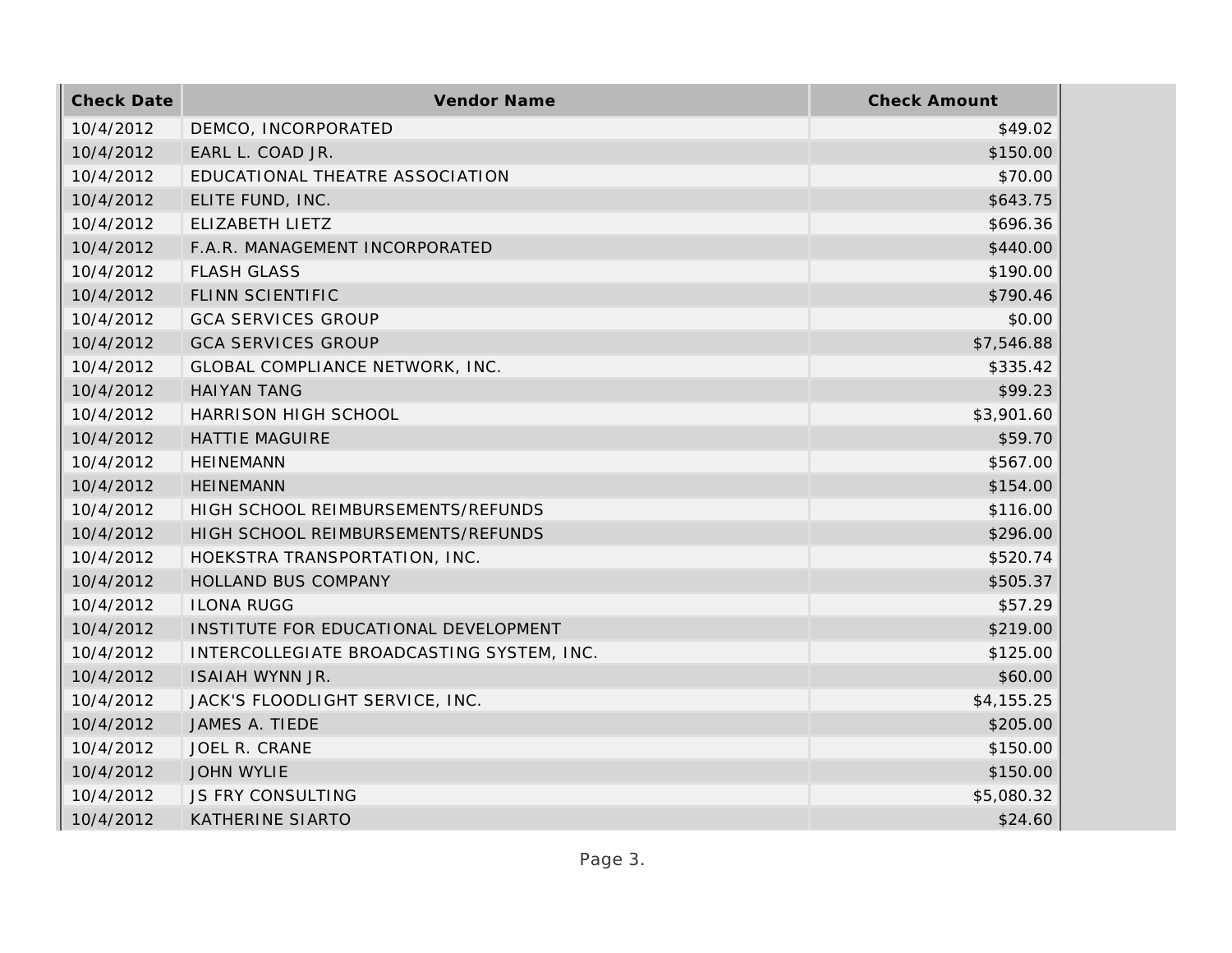| Check Date | Vendor Name | Check Amount |
| --- | --- | --- |
| 10/4/2012 | DEMCO, INCORPORATED | $49.02 |
| 10/4/2012 | EARL L. COAD JR. | $150.00 |
| 10/4/2012 | EDUCATIONAL THEATRE ASSOCIATION | $70.00 |
| 10/4/2012 | ELITE FUND, INC. | $643.75 |
| 10/4/2012 | ELIZABETH LIETZ | $696.36 |
| 10/4/2012 | F.A.R. MANAGEMENT INCORPORATED | $440.00 |
| 10/4/2012 | FLASH GLASS | $190.00 |
| 10/4/2012 | FLINN SCIENTIFIC | $790.46 |
| 10/4/2012 | GCA SERVICES GROUP | $0.00 |
| 10/4/2012 | GCA SERVICES GROUP | $7,546.88 |
| 10/4/2012 | GLOBAL COMPLIANCE NETWORK, INC. | $335.42 |
| 10/4/2012 | HAIYAN TANG | $99.23 |
| 10/4/2012 | HARRISON HIGH SCHOOL | $3,901.60 |
| 10/4/2012 | HATTIE MAGUIRE | $59.70 |
| 10/4/2012 | HEINEMANN | $567.00 |
| 10/4/2012 | HEINEMANN | $154.00 |
| 10/4/2012 | HIGH SCHOOL REIMBURSEMENTS/REFUNDS | $116.00 |
| 10/4/2012 | HIGH SCHOOL REIMBURSEMENTS/REFUNDS | $296.00 |
| 10/4/2012 | HOEKSTRA TRANSPORTATION, INC. | $520.74 |
| 10/4/2012 | HOLLAND BUS COMPANY | $505.37 |
| 10/4/2012 | ILONA RUGG | $57.29 |
| 10/4/2012 | INSTITUTE FOR EDUCATIONAL DEVELOPMENT | $219.00 |
| 10/4/2012 | INTERCOLLEGIATE BROADCASTING SYSTEM, INC. | $125.00 |
| 10/4/2012 | ISAIAH WYNN JR. | $60.00 |
| 10/4/2012 | JACK'S FLOODLIGHT SERVICE, INC. | $4,155.25 |
| 10/4/2012 | JAMES A. TIEDE | $205.00 |
| 10/4/2012 | JOEL R. CRANE | $150.00 |
| 10/4/2012 | JOHN WYLIE | $150.00 |
| 10/4/2012 | JS FRY CONSULTING | $5,080.32 |
| 10/4/2012 | KATHERINE SIARTO | $24.60 |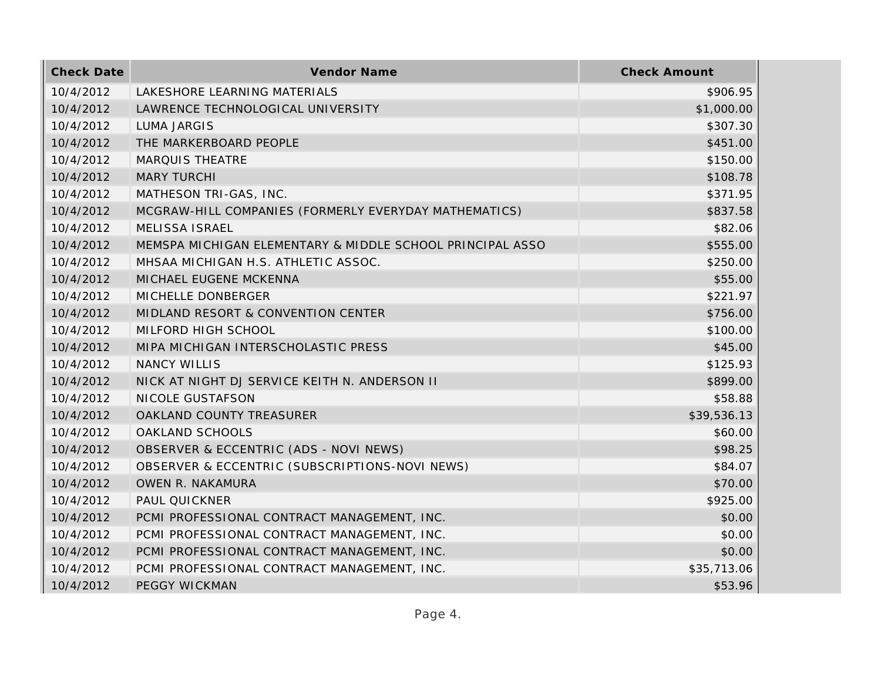| Check Date | Vendor Name | Check Amount |
| --- | --- | --- |
| 10/4/2012 | LAKESHORE LEARNING MATERIALS | $906.95 |
| 10/4/2012 | LAWRENCE TECHNOLOGICAL UNIVERSITY | $1,000.00 |
| 10/4/2012 | LUMA JARGIS | $307.30 |
| 10/4/2012 | THE MARKERBOARD PEOPLE | $451.00 |
| 10/4/2012 | MARQUIS THEATRE | $150.00 |
| 10/4/2012 | MARY TURCHI | $108.78 |
| 10/4/2012 | MATHESON TRI-GAS, INC. | $371.95 |
| 10/4/2012 | MCGRAW-HILL COMPANIES (FORMERLY EVERYDAY MATHEMATICS) | $837.58 |
| 10/4/2012 | MELISSA ISRAEL | $82.06 |
| 10/4/2012 | MEMSPA MICHIGAN ELEMENTARY & MIDDLE SCHOOL PRINCIPAL ASSO | $555.00 |
| 10/4/2012 | MHSAA MICHIGAN H.S. ATHLETIC ASSOC. | $250.00 |
| 10/4/2012 | MICHAEL EUGENE MCKENNA | $55.00 |
| 10/4/2012 | MICHELLE DONBERGER | $221.97 |
| 10/4/2012 | MIDLAND RESORT & CONVENTION CENTER | $756.00 |
| 10/4/2012 | MILFORD HIGH SCHOOL | $100.00 |
| 10/4/2012 | MIPA MICHIGAN INTERSCHOLASTIC PRESS | $45.00 |
| 10/4/2012 | NANCY WILLIS | $125.93 |
| 10/4/2012 | NICK AT NIGHT DJ SERVICE KEITH N. ANDERSON II | $899.00 |
| 10/4/2012 | NICOLE GUSTAFSON | $58.88 |
| 10/4/2012 | OAKLAND COUNTY TREASURER | $39,536.13 |
| 10/4/2012 | OAKLAND SCHOOLS | $60.00 |
| 10/4/2012 | OBSERVER & ECCENTRIC (ADS - NOVI NEWS) | $98.25 |
| 10/4/2012 | OBSERVER & ECCENTRIC (SUBSCRIPTIONS-NOVI NEWS) | $84.07 |
| 10/4/2012 | OWEN R. NAKAMURA | $70.00 |
| 10/4/2012 | PAUL QUICKNER | $925.00 |
| 10/4/2012 | PCMI PROFESSIONAL CONTRACT MANAGEMENT, INC. | $0.00 |
| 10/4/2012 | PCMI PROFESSIONAL CONTRACT MANAGEMENT, INC. | $0.00 |
| 10/4/2012 | PCMI PROFESSIONAL CONTRACT MANAGEMENT, INC. | $0.00 |
| 10/4/2012 | PCMI PROFESSIONAL CONTRACT MANAGEMENT, INC. | $35,713.06 |
| 10/4/2012 | PEGGY WICKMAN | $53.96 |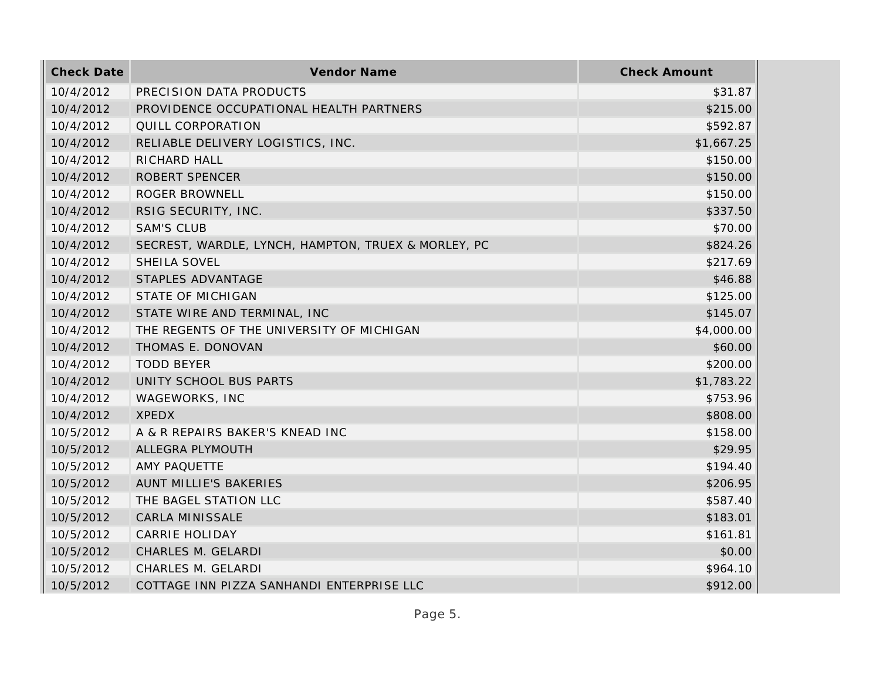| Check Date | Vendor Name | Check Amount |
| --- | --- | --- |
| 10/4/2012 | PRECISION DATA PRODUCTS | $31.87 |
| 10/4/2012 | PROVIDENCE OCCUPATIONAL HEALTH PARTNERS | $215.00 |
| 10/4/2012 | QUILL CORPORATION | $592.87 |
| 10/4/2012 | RELIABLE DELIVERY LOGISTICS, INC. | $1,667.25 |
| 10/4/2012 | RICHARD HALL | $150.00 |
| 10/4/2012 | ROBERT SPENCER | $150.00 |
| 10/4/2012 | ROGER BROWNELL | $150.00 |
| 10/4/2012 | RSIG SECURITY, INC. | $337.50 |
| 10/4/2012 | SAM'S CLUB | $70.00 |
| 10/4/2012 | SECREST, WARDLE, LYNCH, HAMPTON, TRUEX & MORLEY, PC | $824.26 |
| 10/4/2012 | SHEILA SOVEL | $217.69 |
| 10/4/2012 | STAPLES ADVANTAGE | $46.88 |
| 10/4/2012 | STATE OF MICHIGAN | $125.00 |
| 10/4/2012 | STATE WIRE AND TERMINAL, INC | $145.07 |
| 10/4/2012 | THE REGENTS OF THE UNIVERSITY OF MICHIGAN | $4,000.00 |
| 10/4/2012 | THOMAS E. DONOVAN | $60.00 |
| 10/4/2012 | TODD BEYER | $200.00 |
| 10/4/2012 | UNITY SCHOOL BUS PARTS | $1,783.22 |
| 10/4/2012 | WAGEWORKS, INC | $753.96 |
| 10/4/2012 | XPEDX | $808.00 |
| 10/5/2012 | A & R REPAIRS BAKER'S KNEAD INC | $158.00 |
| 10/5/2012 | ALLEGRA PLYMOUTH | $29.95 |
| 10/5/2012 | AMY PAQUETTE | $194.40 |
| 10/5/2012 | AUNT MILLIE'S BAKERIES | $206.95 |
| 10/5/2012 | THE BAGEL STATION LLC | $587.40 |
| 10/5/2012 | CARLA MINISSALE | $183.01 |
| 10/5/2012 | CARRIE HOLIDAY | $161.81 |
| 10/5/2012 | CHARLES M. GELARDI | $0.00 |
| 10/5/2012 | CHARLES M. GELARDI | $964.10 |
| 10/5/2012 | COTTAGE INN PIZZA SANHANDI ENTERPRISE LLC | $912.00 |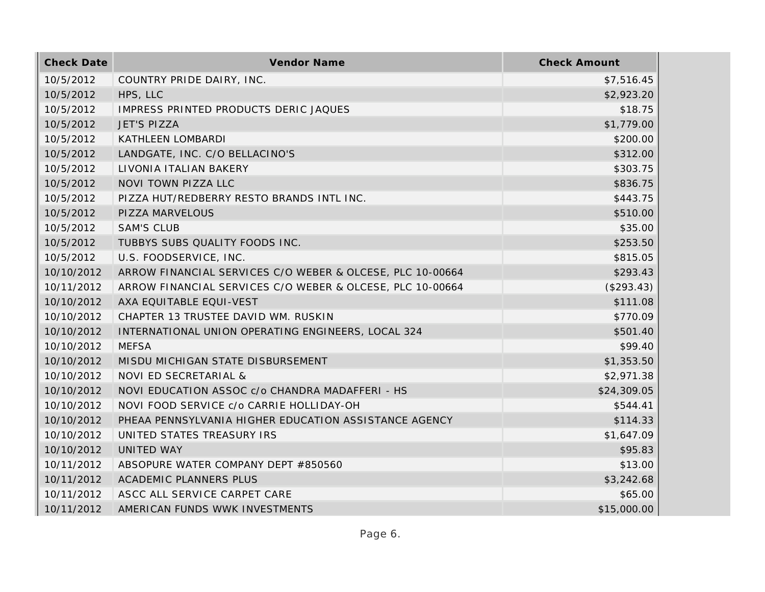| Check Date | Vendor Name | Check Amount |
|---|---|---|
| 10/5/2012 | COUNTRY PRIDE DAIRY, INC. | $7,516.45 |
| 10/5/2012 | HPS, LLC | $2,923.20 |
| 10/5/2012 | IMPRESS PRINTED PRODUCTS DERIC JAQUES | $18.75 |
| 10/5/2012 | JET'S PIZZA | $1,779.00 |
| 10/5/2012 | KATHLEEN LOMBARDI | $200.00 |
| 10/5/2012 | LANDGATE, INC. C/O BELLACINO'S | $312.00 |
| 10/5/2012 | LIVONIA ITALIAN BAKERY | $303.75 |
| 10/5/2012 | NOVI TOWN PIZZA LLC | $836.75 |
| 10/5/2012 | PIZZA HUT/REDBERRY RESTO BRANDS INTL INC. | $443.75 |
| 10/5/2012 | PIZZA MARVELOUS | $510.00 |
| 10/5/2012 | SAM'S CLUB | $35.00 |
| 10/5/2012 | TUBBYS SUBS QUALITY FOODS INC. | $253.50 |
| 10/5/2012 | U.S. FOODSERVICE, INC. | $815.05 |
| 10/10/2012 | ARROW FINANCIAL SERVICES C/O WEBER & OLCESE, PLC 10-00664 | $293.43 |
| 10/11/2012 | ARROW FINANCIAL SERVICES C/O WEBER & OLCESE, PLC 10-00664 | ($293.43) |
| 10/10/2012 | AXA EQUITABLE EQUI-VEST | $111.08 |
| 10/10/2012 | CHAPTER 13 TRUSTEE DAVID WM. RUSKIN | $770.09 |
| 10/10/2012 | INTERNATIONAL UNION OPERATING ENGINEERS, LOCAL 324 | $501.40 |
| 10/10/2012 | MEFSA | $99.40 |
| 10/10/2012 | MISDU MICHIGAN STATE DISBURSEMENT | $1,353.50 |
| 10/10/2012 | NOVI ED SECRETARIAL & | $2,971.38 |
| 10/10/2012 | NOVI EDUCATION ASSOC c/o CHANDRA MADAFFERI - HS | $24,309.05 |
| 10/10/2012 | NOVI FOOD SERVICE c/o CARRIE HOLLIDAY-OH | $544.41 |
| 10/10/2012 | PHEAA PENNSYLVANIA HIGHER EDUCATION ASSISTANCE AGENCY | $114.33 |
| 10/10/2012 | UNITED STATES TREASURY IRS | $1,647.09 |
| 10/10/2012 | UNITED WAY | $95.83 |
| 10/11/2012 | ABSOPURE WATER COMPANY DEPT #850560 | $13.00 |
| 10/11/2012 | ACADEMIC PLANNERS PLUS | $3,242.68 |
| 10/11/2012 | ASCC ALL SERVICE CARPET CARE | $65.00 |
| 10/11/2012 | AMERICAN FUNDS WWK INVESTMENTS | $15,000.00 |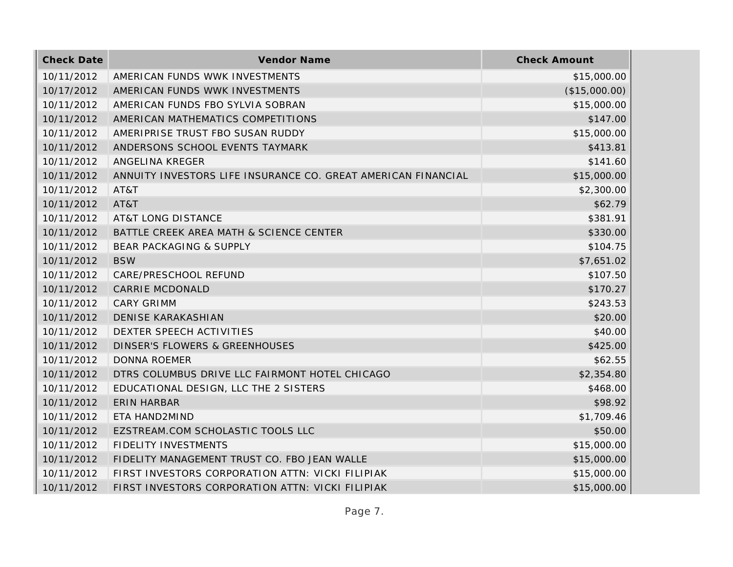| Check Date | Vendor Name | Check Amount |
|---|---|---|
| 10/11/2012 | AMERICAN FUNDS WWK INVESTMENTS | $15,000.00 |
| 10/17/2012 | AMERICAN FUNDS WWK INVESTMENTS | ($15,000.00) |
| 10/11/2012 | AMERICAN FUNDS FBO SYLVIA SOBRAN | $15,000.00 |
| 10/11/2012 | AMERICAN MATHEMATICS COMPETITIONS | $147.00 |
| 10/11/2012 | AMERIPRISE TRUST FBO SUSAN RUDDY | $15,000.00 |
| 10/11/2012 | ANDERSONS SCHOOL EVENTS TAYMARK | $413.81 |
| 10/11/2012 | ANGELINA KREGER | $141.60 |
| 10/11/2012 | ANNUITY INVESTORS LIFE INSURANCE CO. GREAT AMERICAN FINANCIAL | $15,000.00 |
| 10/11/2012 | AT&T | $2,300.00 |
| 10/11/2012 | AT&T | $62.79 |
| 10/11/2012 | AT&T LONG DISTANCE | $381.91 |
| 10/11/2012 | BATTLE CREEK AREA MATH & SCIENCE CENTER | $330.00 |
| 10/11/2012 | BEAR PACKAGING & SUPPLY | $104.75 |
| 10/11/2012 | BSW | $7,651.02 |
| 10/11/2012 | CARE/PRESCHOOL REFUND | $107.50 |
| 10/11/2012 | CARRIE MCDONALD | $170.27 |
| 10/11/2012 | CARY GRIMM | $243.53 |
| 10/11/2012 | DENISE KARAKASHIAN | $20.00 |
| 10/11/2012 | DEXTER SPEECH ACTIVITIES | $40.00 |
| 10/11/2012 | DINSER'S FLOWERS & GREENHOUSES | $425.00 |
| 10/11/2012 | DONNA ROEMER | $62.55 |
| 10/11/2012 | DTRS COLUMBUS DRIVE LLC FAIRMONT HOTEL CHICAGO | $2,354.80 |
| 10/11/2012 | EDUCATIONAL DESIGN, LLC THE 2 SISTERS | $468.00 |
| 10/11/2012 | ERIN HARBAR | $98.92 |
| 10/11/2012 | ETA HAND2MIND | $1,709.46 |
| 10/11/2012 | EZSTREAM.COM SCHOLASTIC TOOLS LLC | $50.00 |
| 10/11/2012 | FIDELITY INVESTMENTS | $15,000.00 |
| 10/11/2012 | FIDELITY MANAGEMENT TRUST CO. FBO JEAN WALLE | $15,000.00 |
| 10/11/2012 | FIRST INVESTORS CORPORATION ATTN: VICKI FILIPIAK | $15,000.00 |
| 10/11/2012 | FIRST INVESTORS CORPORATION ATTN: VICKI FILIPIAK | $15,000.00 |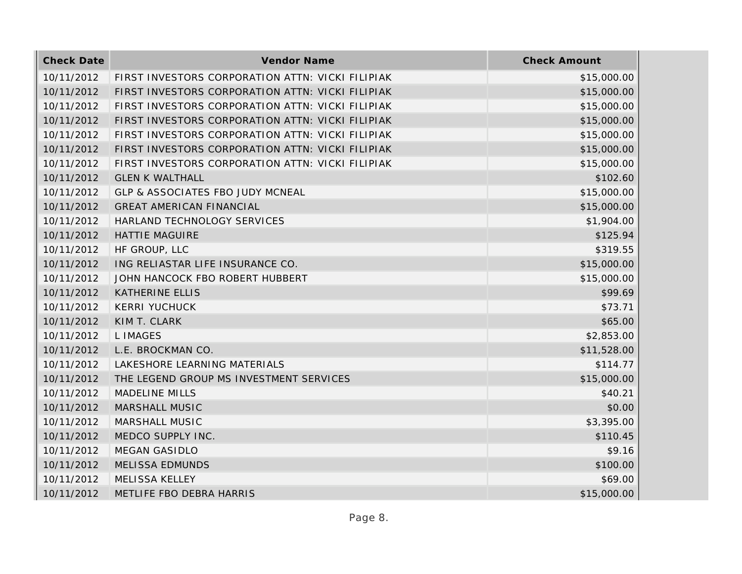| Check Date | Vendor Name | Check Amount |
|---|---|---|
| 10/11/2012 | FIRST INVESTORS CORPORATION ATTN: VICKI FILIPIAK | $15,000.00 |
| 10/11/2012 | FIRST INVESTORS CORPORATION ATTN: VICKI FILIPIAK | $15,000.00 |
| 10/11/2012 | FIRST INVESTORS CORPORATION ATTN: VICKI FILIPIAK | $15,000.00 |
| 10/11/2012 | FIRST INVESTORS CORPORATION ATTN: VICKI FILIPIAK | $15,000.00 |
| 10/11/2012 | FIRST INVESTORS CORPORATION ATTN: VICKI FILIPIAK | $15,000.00 |
| 10/11/2012 | FIRST INVESTORS CORPORATION ATTN: VICKI FILIPIAK | $15,000.00 |
| 10/11/2012 | FIRST INVESTORS CORPORATION ATTN: VICKI FILIPIAK | $15,000.00 |
| 10/11/2012 | GLEN K WALTHALL | $102.60 |
| 10/11/2012 | GLP & ASSOCIATES FBO JUDY MCNEAL | $15,000.00 |
| 10/11/2012 | GREAT AMERICAN FINANCIAL | $15,000.00 |
| 10/11/2012 | HARLAND TECHNOLOGY SERVICES | $1,904.00 |
| 10/11/2012 | HATTIE MAGUIRE | $125.94 |
| 10/11/2012 | HF GROUP, LLC | $319.55 |
| 10/11/2012 | ING RELIASTAR LIFE INSURANCE CO. | $15,000.00 |
| 10/11/2012 | JOHN HANCOCK FBO ROBERT HUBBERT | $15,000.00 |
| 10/11/2012 | KATHERINE ELLIS | $99.69 |
| 10/11/2012 | KERRI YUCHUCK | $73.71 |
| 10/11/2012 | KIM T. CLARK | $65.00 |
| 10/11/2012 | L IMAGES | $2,853.00 |
| 10/11/2012 | L.E. BROCKMAN CO. | $11,528.00 |
| 10/11/2012 | LAKESHORE LEARNING MATERIALS | $114.77 |
| 10/11/2012 | THE LEGEND GROUP MS INVESTMENT SERVICES | $15,000.00 |
| 10/11/2012 | MADELINE MILLS | $40.21 |
| 10/11/2012 | MARSHALL MUSIC | $0.00 |
| 10/11/2012 | MARSHALL MUSIC | $3,395.00 |
| 10/11/2012 | MEDCO SUPPLY INC. | $110.45 |
| 10/11/2012 | MEGAN GASIDLO | $9.16 |
| 10/11/2012 | MELISSA EDMUNDS | $100.00 |
| 10/11/2012 | MELISSA KELLEY | $69.00 |
| 10/11/2012 | METLIFE FBO DEBRA HARRIS | $15,000.00 |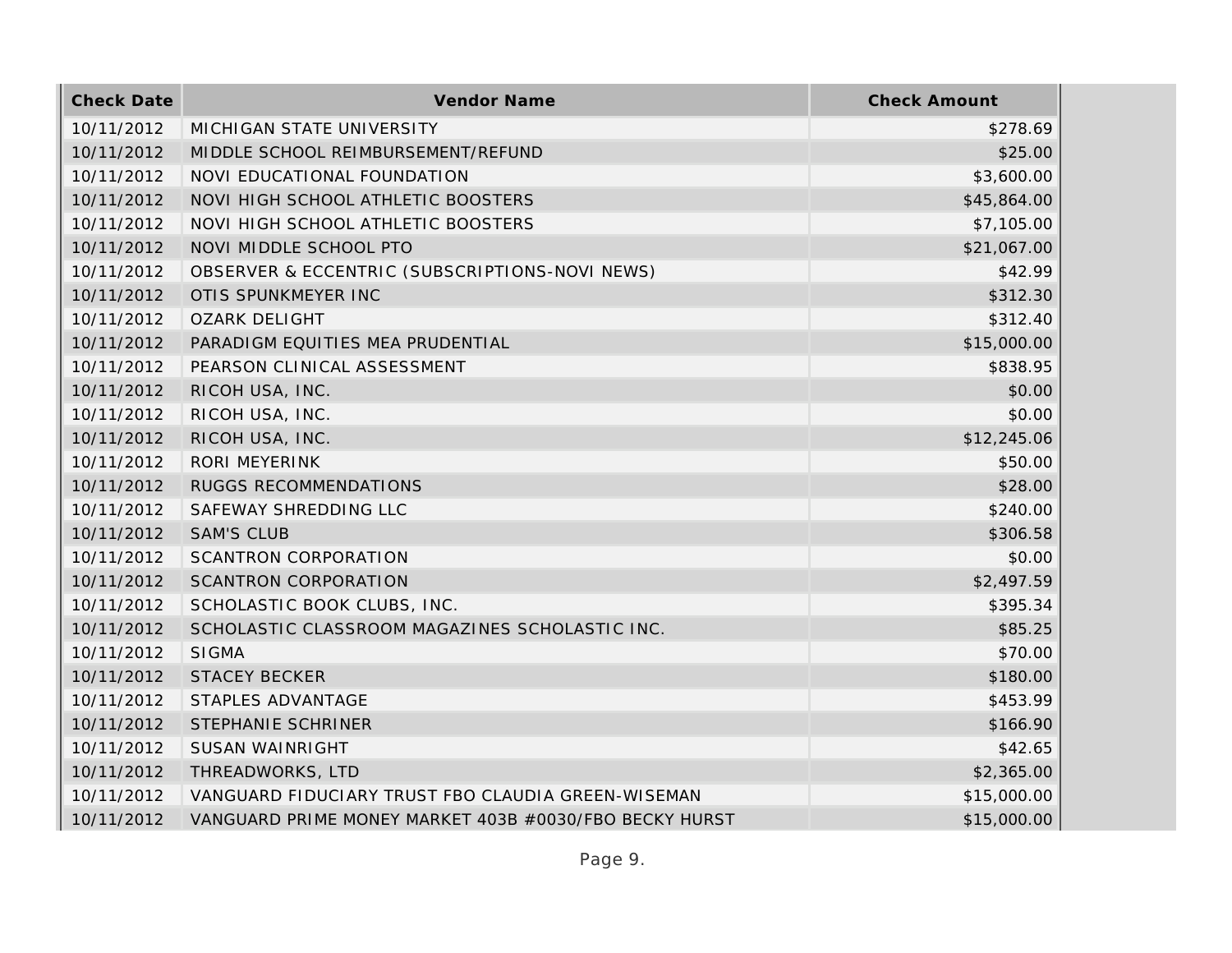| Check Date | Vendor Name | Check Amount |
| --- | --- | --- |
| 10/11/2012 | MICHIGAN STATE UNIVERSITY | $278.69 |
| 10/11/2012 | MIDDLE SCHOOL REIMBURSEMENT/REFUND | $25.00 |
| 10/11/2012 | NOVI EDUCATIONAL FOUNDATION | $3,600.00 |
| 10/11/2012 | NOVI HIGH SCHOOL ATHLETIC BOOSTERS | $45,864.00 |
| 10/11/2012 | NOVI HIGH SCHOOL ATHLETIC BOOSTERS | $7,105.00 |
| 10/11/2012 | NOVI MIDDLE SCHOOL PTO | $21,067.00 |
| 10/11/2012 | OBSERVER & ECCENTRIC (SUBSCRIPTIONS-NOVI NEWS) | $42.99 |
| 10/11/2012 | OTIS SPUNKMEYER INC | $312.30 |
| 10/11/2012 | OZARK DELIGHT | $312.40 |
| 10/11/2012 | PARADIGM EQUITIES MEA PRUDENTIAL | $15,000.00 |
| 10/11/2012 | PEARSON CLINICAL ASSESSMENT | $838.95 |
| 10/11/2012 | RICOH USA, INC. | $0.00 |
| 10/11/2012 | RICOH USA, INC. | $0.00 |
| 10/11/2012 | RICOH USA, INC. | $12,245.06 |
| 10/11/2012 | RORI MEYERINK | $50.00 |
| 10/11/2012 | RUGGS RECOMMENDATIONS | $28.00 |
| 10/11/2012 | SAFEWAY SHREDDING LLC | $240.00 |
| 10/11/2012 | SAM'S CLUB | $306.58 |
| 10/11/2012 | SCANTRON CORPORATION | $0.00 |
| 10/11/2012 | SCANTRON CORPORATION | $2,497.59 |
| 10/11/2012 | SCHOLASTIC BOOK CLUBS, INC. | $395.34 |
| 10/11/2012 | SCHOLASTIC CLASSROOM MAGAZINES SCHOLASTIC INC. | $85.25 |
| 10/11/2012 | SIGMA | $70.00 |
| 10/11/2012 | STACEY BECKER | $180.00 |
| 10/11/2012 | STAPLES ADVANTAGE | $453.99 |
| 10/11/2012 | STEPHANIE SCHRINER | $166.90 |
| 10/11/2012 | SUSAN WAINRIGHT | $42.65 |
| 10/11/2012 | THREADWORKS, LTD | $2,365.00 |
| 10/11/2012 | VANGUARD FIDUCIARY TRUST FBO CLAUDIA GREEN-WISEMAN | $15,000.00 |
| 10/11/2012 | VANGUARD PRIME MONEY MARKET 403B #0030/FBO BECKY HURST | $15,000.00 |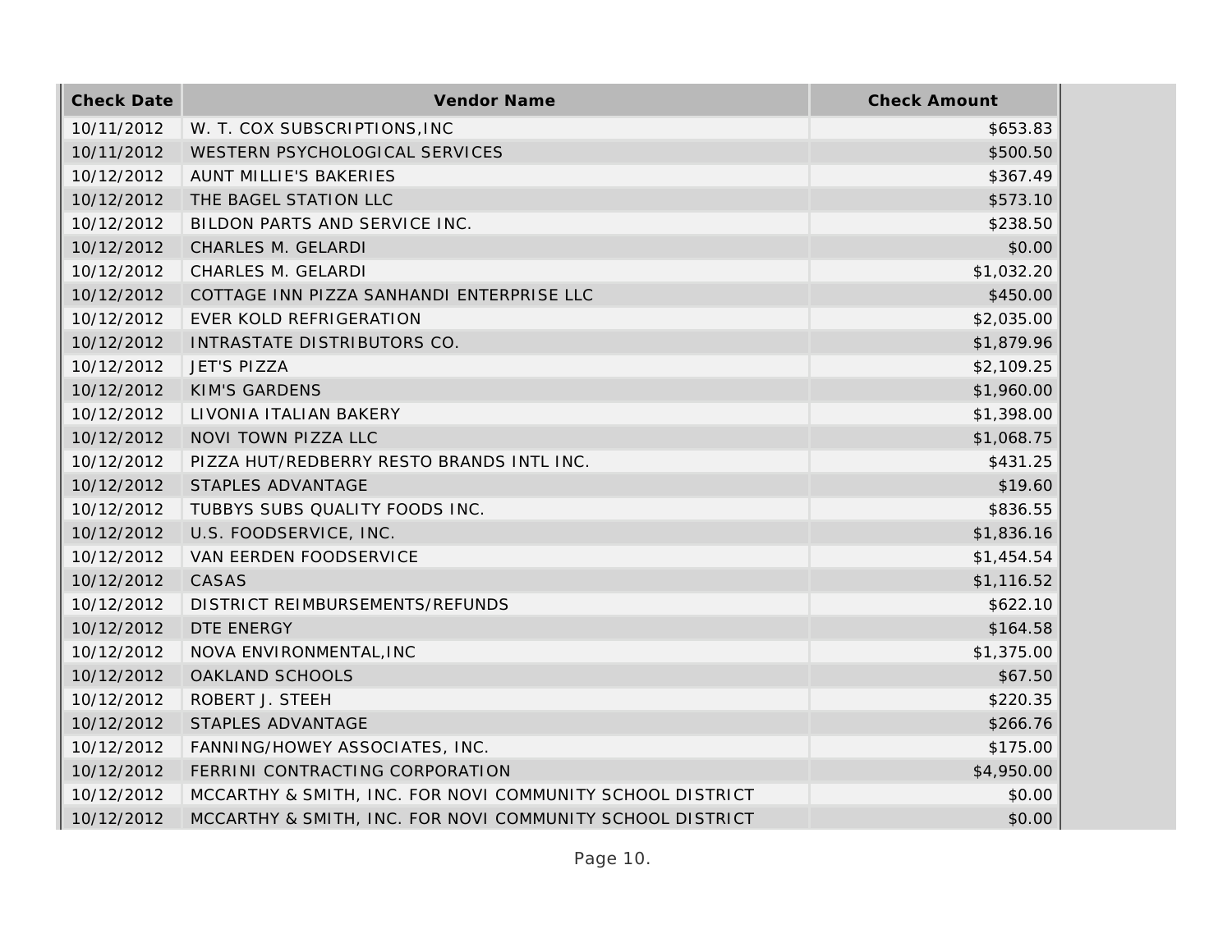| Check Date | Vendor Name | Check Amount |
|---|---|---|
| 10/11/2012 | W. T. COX SUBSCRIPTIONS,INC | $653.83 |
| 10/11/2012 | WESTERN PSYCHOLOGICAL SERVICES | $500.50 |
| 10/12/2012 | AUNT MILLIE'S BAKERIES | $367.49 |
| 10/12/2012 | THE BAGEL STATION LLC | $573.10 |
| 10/12/2012 | BILDON PARTS AND SERVICE INC. | $238.50 |
| 10/12/2012 | CHARLES M. GELARDI | $0.00 |
| 10/12/2012 | CHARLES M. GELARDI | $1,032.20 |
| 10/12/2012 | COTTAGE INN PIZZA SANHANDI ENTERPRISE LLC | $450.00 |
| 10/12/2012 | EVER KOLD REFRIGERATION | $2,035.00 |
| 10/12/2012 | INTRASTATE DISTRIBUTORS CO. | $1,879.96 |
| 10/12/2012 | JET'S PIZZA | $2,109.25 |
| 10/12/2012 | KIM'S GARDENS | $1,960.00 |
| 10/12/2012 | LIVONIA ITALIAN BAKERY | $1,398.00 |
| 10/12/2012 | NOVI TOWN PIZZA LLC | $1,068.75 |
| 10/12/2012 | PIZZA HUT/REDBERRY RESTO BRANDS INTL INC. | $431.25 |
| 10/12/2012 | STAPLES ADVANTAGE | $19.60 |
| 10/12/2012 | TUBBYS SUBS QUALITY FOODS INC. | $836.55 |
| 10/12/2012 | U.S. FOODSERVICE, INC. | $1,836.16 |
| 10/12/2012 | VAN EERDEN FOODSERVICE | $1,454.54 |
| 10/12/2012 | CASAS | $1,116.52 |
| 10/12/2012 | DISTRICT REIMBURSEMENTS/REFUNDS | $622.10 |
| 10/12/2012 | DTE ENERGY | $164.58 |
| 10/12/2012 | NOVA ENVIRONMENTAL,INC | $1,375.00 |
| 10/12/2012 | OAKLAND SCHOOLS | $67.50 |
| 10/12/2012 | ROBERT J. STEEH | $220.35 |
| 10/12/2012 | STAPLES ADVANTAGE | $266.76 |
| 10/12/2012 | FANNING/HOWEY ASSOCIATES, INC. | $175.00 |
| 10/12/2012 | FERRINI CONTRACTING CORPORATION | $4,950.00 |
| 10/12/2012 | MCCARTHY & SMITH, INC. FOR NOVI COMMUNITY SCHOOL DISTRICT | $0.00 |
| 10/12/2012 | MCCARTHY & SMITH, INC. FOR NOVI COMMUNITY SCHOOL DISTRICT | $0.00 |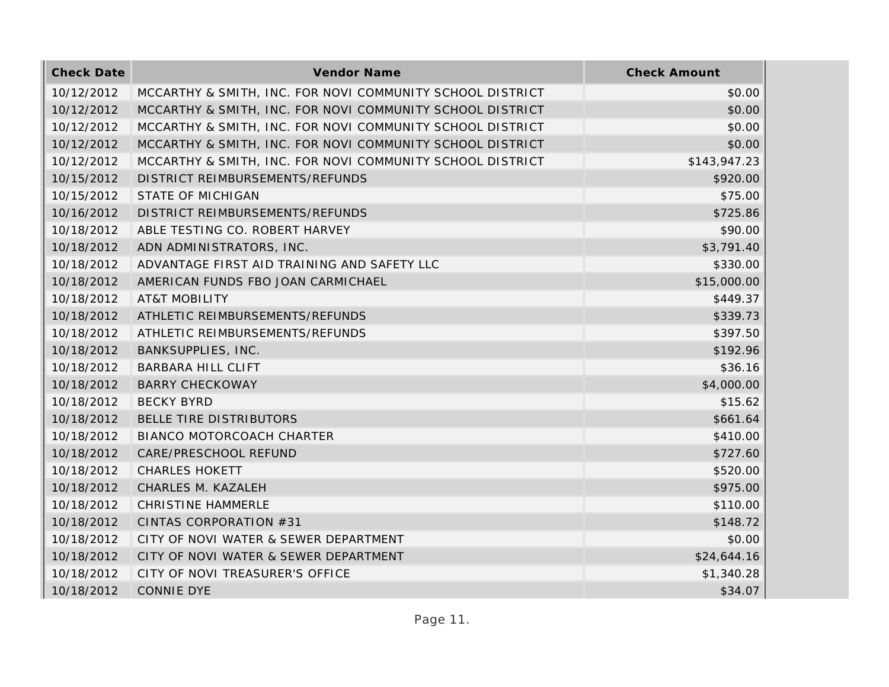| Check Date | Vendor Name | Check Amount |
|---|---|---|
| 10/12/2012 | MCCARTHY & SMITH, INC. FOR NOVI COMMUNITY SCHOOL DISTRICT | $0.00 |
| 10/12/2012 | MCCARTHY & SMITH, INC. FOR NOVI COMMUNITY SCHOOL DISTRICT | $0.00 |
| 10/12/2012 | MCCARTHY & SMITH, INC. FOR NOVI COMMUNITY SCHOOL DISTRICT | $0.00 |
| 10/12/2012 | MCCARTHY & SMITH, INC. FOR NOVI COMMUNITY SCHOOL DISTRICT | $0.00 |
| 10/12/2012 | MCCARTHY & SMITH, INC. FOR NOVI COMMUNITY SCHOOL DISTRICT | $143,947.23 |
| 10/15/2012 | DISTRICT REIMBURSEMENTS/REFUNDS | $920.00 |
| 10/15/2012 | STATE OF MICHIGAN | $75.00 |
| 10/16/2012 | DISTRICT REIMBURSEMENTS/REFUNDS | $725.86 |
| 10/18/2012 | ABLE TESTING CO. ROBERT HARVEY | $90.00 |
| 10/18/2012 | ADN ADMINISTRATORS, INC. | $3,791.40 |
| 10/18/2012 | ADVANTAGE FIRST AID TRAINING AND SAFETY LLC | $330.00 |
| 10/18/2012 | AMERICAN FUNDS FBO JOAN CARMICHAEL | $15,000.00 |
| 10/18/2012 | AT&T MOBILITY | $449.37 |
| 10/18/2012 | ATHLETIC REIMBURSEMENTS/REFUNDS | $339.73 |
| 10/18/2012 | ATHLETIC REIMBURSEMENTS/REFUNDS | $397.50 |
| 10/18/2012 | BANKSUPPLIES, INC. | $192.96 |
| 10/18/2012 | BARBARA HILL CLIFT | $36.16 |
| 10/18/2012 | BARRY CHECKOWAY | $4,000.00 |
| 10/18/2012 | BECKY BYRD | $15.62 |
| 10/18/2012 | BELLE TIRE DISTRIBUTORS | $661.64 |
| 10/18/2012 | BIANCO MOTORCOACH CHARTER | $410.00 |
| 10/18/2012 | CARE/PRESCHOOL REFUND | $727.60 |
| 10/18/2012 | CHARLES HOKETT | $520.00 |
| 10/18/2012 | CHARLES M. KAZALEH | $975.00 |
| 10/18/2012 | CHRISTINE HAMMERLE | $110.00 |
| 10/18/2012 | CINTAS CORPORATION #31 | $148.72 |
| 10/18/2012 | CITY OF NOVI WATER & SEWER DEPARTMENT | $0.00 |
| 10/18/2012 | CITY OF NOVI WATER & SEWER DEPARTMENT | $24,644.16 |
| 10/18/2012 | CITY OF NOVI TREASURER'S OFFICE | $1,340.28 |
| 10/18/2012 | CONNIE DYE | $34.07 |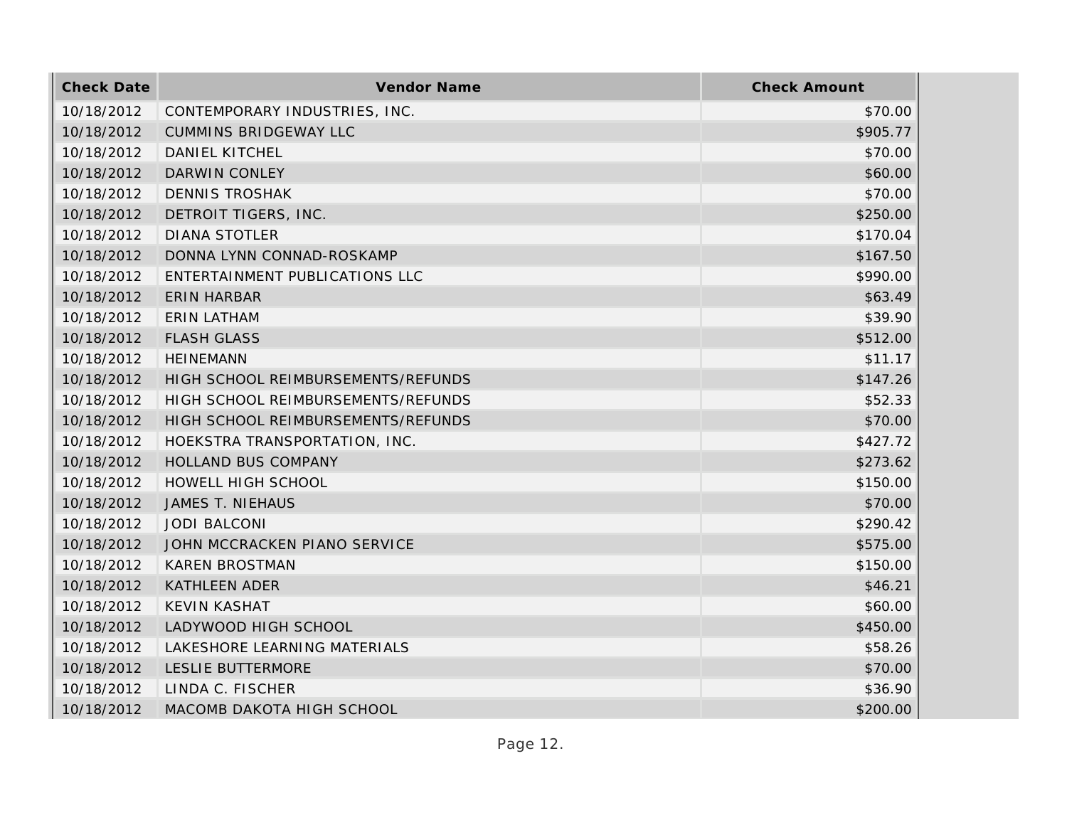| Check Date | Vendor Name | Check Amount |
|---|---|---|
| 10/18/2012 | CONTEMPORARY INDUSTRIES, INC. | $70.00 |
| 10/18/2012 | CUMMINS BRIDGEWAY LLC | $905.77 |
| 10/18/2012 | DANIEL KITCHEL | $70.00 |
| 10/18/2012 | DARWIN CONLEY | $60.00 |
| 10/18/2012 | DENNIS TROSHAK | $70.00 |
| 10/18/2012 | DETROIT TIGERS, INC. | $250.00 |
| 10/18/2012 | DIANA STOTLER | $170.04 |
| 10/18/2012 | DONNA LYNN CONNAD-ROSKAMP | $167.50 |
| 10/18/2012 | ENTERTAINMENT PUBLICATIONS LLC | $990.00 |
| 10/18/2012 | ERIN HARBAR | $63.49 |
| 10/18/2012 | ERIN LATHAM | $39.90 |
| 10/18/2012 | FLASH GLASS | $512.00 |
| 10/18/2012 | HEINEMANN | $11.17 |
| 10/18/2012 | HIGH SCHOOL REIMBURSEMENTS/REFUNDS | $147.26 |
| 10/18/2012 | HIGH SCHOOL REIMBURSEMENTS/REFUNDS | $52.33 |
| 10/18/2012 | HIGH SCHOOL REIMBURSEMENTS/REFUNDS | $70.00 |
| 10/18/2012 | HOEKSTRA TRANSPORTATION, INC. | $427.72 |
| 10/18/2012 | HOLLAND BUS COMPANY | $273.62 |
| 10/18/2012 | HOWELL HIGH SCHOOL | $150.00 |
| 10/18/2012 | JAMES T. NIEHAUS | $70.00 |
| 10/18/2012 | JODI BALCONI | $290.42 |
| 10/18/2012 | JOHN MCCRACKEN PIANO SERVICE | $575.00 |
| 10/18/2012 | KAREN BROSTMAN | $150.00 |
| 10/18/2012 | KATHLEEN ADER | $46.21 |
| 10/18/2012 | KEVIN KASHAT | $60.00 |
| 10/18/2012 | LADYWOOD HIGH SCHOOL | $450.00 |
| 10/18/2012 | LAKESHORE LEARNING MATERIALS | $58.26 |
| 10/18/2012 | LESLIE BUTTERMORE | $70.00 |
| 10/18/2012 | LINDA C. FISCHER | $36.90 |
| 10/18/2012 | MACOMB DAKOTA HIGH SCHOOL | $200.00 |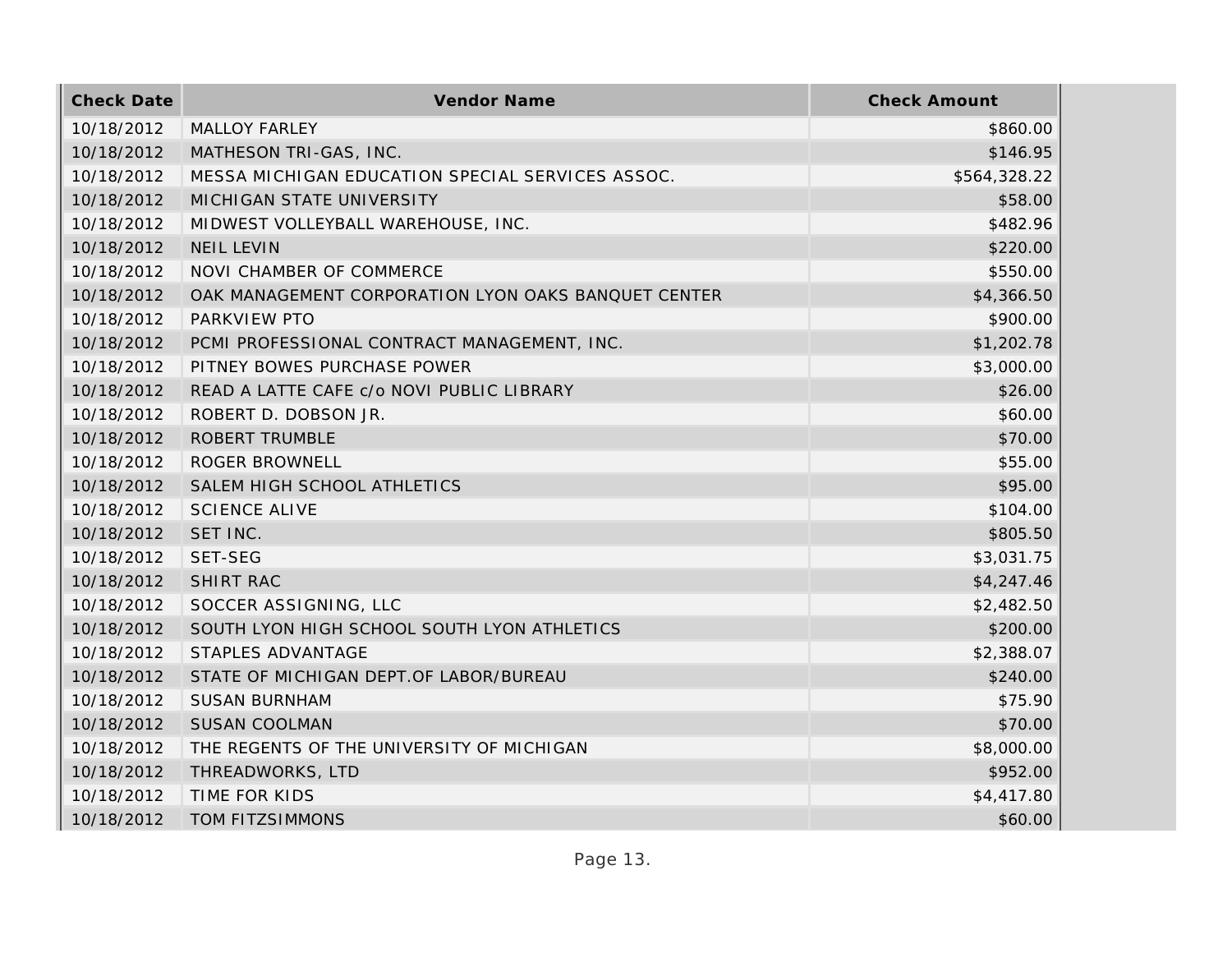| Check Date | Vendor Name | Check Amount |
| --- | --- | --- |
| 10/18/2012 | MALLOY FARLEY | $860.00 |
| 10/18/2012 | MATHESON TRI-GAS, INC. | $146.95 |
| 10/18/2012 | MESSA MICHIGAN EDUCATION SPECIAL SERVICES ASSOC. | $564,328.22 |
| 10/18/2012 | MICHIGAN STATE UNIVERSITY | $58.00 |
| 10/18/2012 | MIDWEST VOLLEYBALL WAREHOUSE, INC. | $482.96 |
| 10/18/2012 | NEIL LEVIN | $220.00 |
| 10/18/2012 | NOVI CHAMBER OF COMMERCE | $550.00 |
| 10/18/2012 | OAK MANAGEMENT CORPORATION LYON OAKS BANQUET CENTER | $4,366.50 |
| 10/18/2012 | PARKVIEW PTO | $900.00 |
| 10/18/2012 | PCMI PROFESSIONAL CONTRACT MANAGEMENT, INC. | $1,202.78 |
| 10/18/2012 | PITNEY BOWES PURCHASE POWER | $3,000.00 |
| 10/18/2012 | READ A LATTE CAFE c/o NOVI PUBLIC LIBRARY | $26.00 |
| 10/18/2012 | ROBERT D. DOBSON JR. | $60.00 |
| 10/18/2012 | ROBERT TRUMBLE | $70.00 |
| 10/18/2012 | ROGER BROWNELL | $55.00 |
| 10/18/2012 | SALEM HIGH SCHOOL ATHLETICS | $95.00 |
| 10/18/2012 | SCIENCE ALIVE | $104.00 |
| 10/18/2012 | SET INC. | $805.50 |
| 10/18/2012 | SET-SEG | $3,031.75 |
| 10/18/2012 | SHIRT RAC | $4,247.46 |
| 10/18/2012 | SOCCER ASSIGNING, LLC | $2,482.50 |
| 10/18/2012 | SOUTH LYON HIGH SCHOOL SOUTH LYON ATHLETICS | $200.00 |
| 10/18/2012 | STAPLES ADVANTAGE | $2,388.07 |
| 10/18/2012 | STATE OF MICHIGAN DEPT.OF LABOR/BUREAU | $240.00 |
| 10/18/2012 | SUSAN BURNHAM | $75.90 |
| 10/18/2012 | SUSAN COOLMAN | $70.00 |
| 10/18/2012 | THE REGENTS OF THE UNIVERSITY OF MICHIGAN | $8,000.00 |
| 10/18/2012 | THREADWORKS, LTD | $952.00 |
| 10/18/2012 | TIME FOR KIDS | $4,417.80 |
| 10/18/2012 | TOM FITZSIMMONS | $60.00 |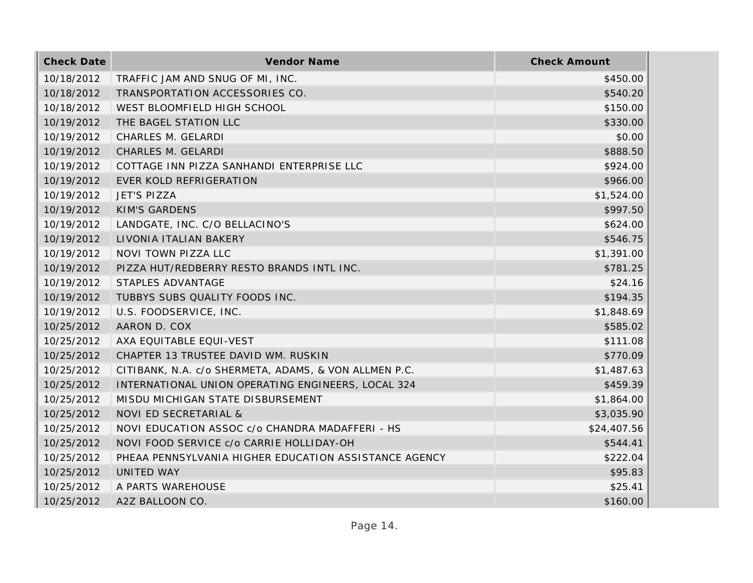| Check Date | Vendor Name | Check Amount |
|---|---|---|
| 10/18/2012 | TRAFFIC JAM AND SNUG OF MI, INC. | $450.00 |
| 10/18/2012 | TRANSPORTATION ACCESSORIES CO. | $540.20 |
| 10/18/2012 | WEST BLOOMFIELD HIGH SCHOOL | $150.00 |
| 10/19/2012 | THE BAGEL STATION LLC | $330.00 |
| 10/19/2012 | CHARLES M. GELARDI | $0.00 |
| 10/19/2012 | CHARLES M. GELARDI | $888.50 |
| 10/19/2012 | COTTAGE INN PIZZA SANHANDI ENTERPRISE LLC | $924.00 |
| 10/19/2012 | EVER KOLD REFRIGERATION | $966.00 |
| 10/19/2012 | JET'S PIZZA | $1,524.00 |
| 10/19/2012 | KIM'S GARDENS | $997.50 |
| 10/19/2012 | LANDGATE, INC. C/O BELLACINO'S | $624.00 |
| 10/19/2012 | LIVONIA ITALIAN BAKERY | $546.75 |
| 10/19/2012 | NOVI TOWN PIZZA LLC | $1,391.00 |
| 10/19/2012 | PIZZA HUT/REDBERRY RESTO BRANDS INTL INC. | $781.25 |
| 10/19/2012 | STAPLES ADVANTAGE | $24.16 |
| 10/19/2012 | TUBBYS SUBS QUALITY FOODS INC. | $194.35 |
| 10/19/2012 | U.S. FOODSERVICE, INC. | $1,848.69 |
| 10/25/2012 | AARON D. COX | $585.02 |
| 10/25/2012 | AXA EQUITABLE EQUI-VEST | $111.08 |
| 10/25/2012 | CHAPTER 13 TRUSTEE DAVID WM. RUSKIN | $770.09 |
| 10/25/2012 | CITIBANK, N.A. c/o SHERMETA, ADAMS, & VON ALLMEN P.C. | $1,487.63 |
| 10/25/2012 | INTERNATIONAL UNION OPERATING ENGINEERS, LOCAL 324 | $459.39 |
| 10/25/2012 | MISDU MICHIGAN STATE DISBURSEMENT | $1,864.00 |
| 10/25/2012 | NOVI ED SECRETARIAL & | $3,035.90 |
| 10/25/2012 | NOVI EDUCATION ASSOC c/o CHANDRA MADAFFERI - HS | $24,407.56 |
| 10/25/2012 | NOVI FOOD SERVICE c/o CARRIE HOLLIDAY-OH | $544.41 |
| 10/25/2012 | PHEAA PENNSYLVANIA HIGHER EDUCATION ASSISTANCE AGENCY | $222.04 |
| 10/25/2012 | UNITED WAY | $95.83 |
| 10/25/2012 | A PARTS WAREHOUSE | $25.41 |
| 10/25/2012 | A2Z BALLOON CO. | $160.00 |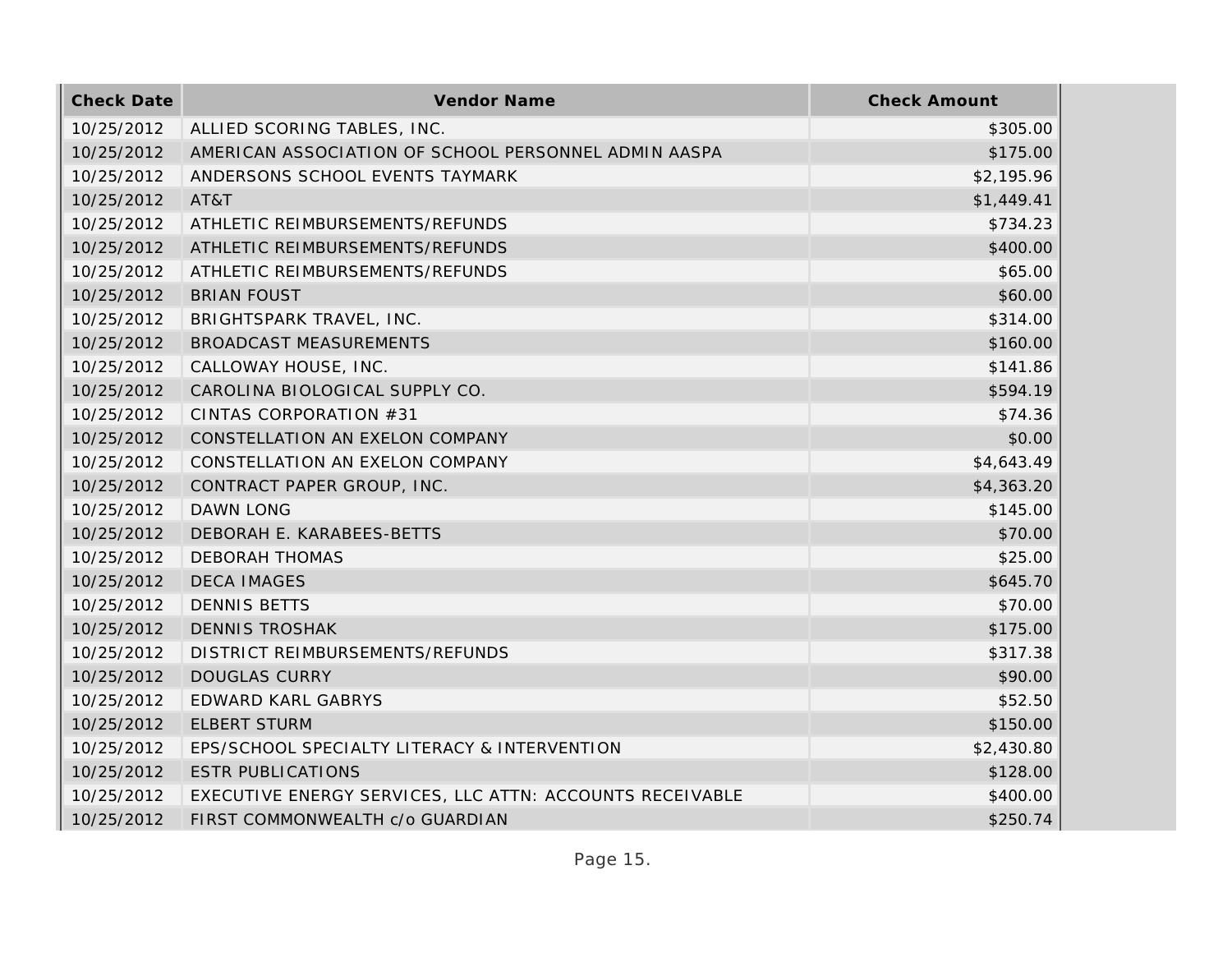| Check Date | Vendor Name | Check Amount |
|---|---|---|
| 10/25/2012 | ALLIED SCORING TABLES, INC. | $305.00 |
| 10/25/2012 | AMERICAN ASSOCIATION OF SCHOOL PERSONNEL ADMIN AASPA | $175.00 |
| 10/25/2012 | ANDERSONS SCHOOL EVENTS TAYMARK | $2,195.96 |
| 10/25/2012 | AT&T | $1,449.41 |
| 10/25/2012 | ATHLETIC REIMBURSEMENTS/REFUNDS | $734.23 |
| 10/25/2012 | ATHLETIC REIMBURSEMENTS/REFUNDS | $400.00 |
| 10/25/2012 | ATHLETIC REIMBURSEMENTS/REFUNDS | $65.00 |
| 10/25/2012 | BRIAN FOUST | $60.00 |
| 10/25/2012 | BRIGHTSPARK TRAVEL, INC. | $314.00 |
| 10/25/2012 | BROADCAST MEASUREMENTS | $160.00 |
| 10/25/2012 | CALLOWAY HOUSE, INC. | $141.86 |
| 10/25/2012 | CAROLINA BIOLOGICAL SUPPLY CO. | $594.19 |
| 10/25/2012 | CINTAS CORPORATION #31 | $74.36 |
| 10/25/2012 | CONSTELLATION AN EXELON COMPANY | $0.00 |
| 10/25/2012 | CONSTELLATION AN EXELON COMPANY | $4,643.49 |
| 10/25/2012 | CONTRACT PAPER GROUP, INC. | $4,363.20 |
| 10/25/2012 | DAWN LONG | $145.00 |
| 10/25/2012 | DEBORAH E. KARABEES-BETTS | $70.00 |
| 10/25/2012 | DEBORAH THOMAS | $25.00 |
| 10/25/2012 | DECA IMAGES | $645.70 |
| 10/25/2012 | DENNIS BETTS | $70.00 |
| 10/25/2012 | DENNIS TROSHAK | $175.00 |
| 10/25/2012 | DISTRICT REIMBURSEMENTS/REFUNDS | $317.38 |
| 10/25/2012 | DOUGLAS CURRY | $90.00 |
| 10/25/2012 | EDWARD KARL GABRYS | $52.50 |
| 10/25/2012 | ELBERT STURM | $150.00 |
| 10/25/2012 | EPS/SCHOOL SPECIALTY LITERACY & INTERVENTION | $2,430.80 |
| 10/25/2012 | ESTR PUBLICATIONS | $128.00 |
| 10/25/2012 | EXECUTIVE ENERGY SERVICES, LLC ATTN: ACCOUNTS RECEIVABLE | $400.00 |
| 10/25/2012 | FIRST COMMONWEALTH c/o GUARDIAN | $250.74 |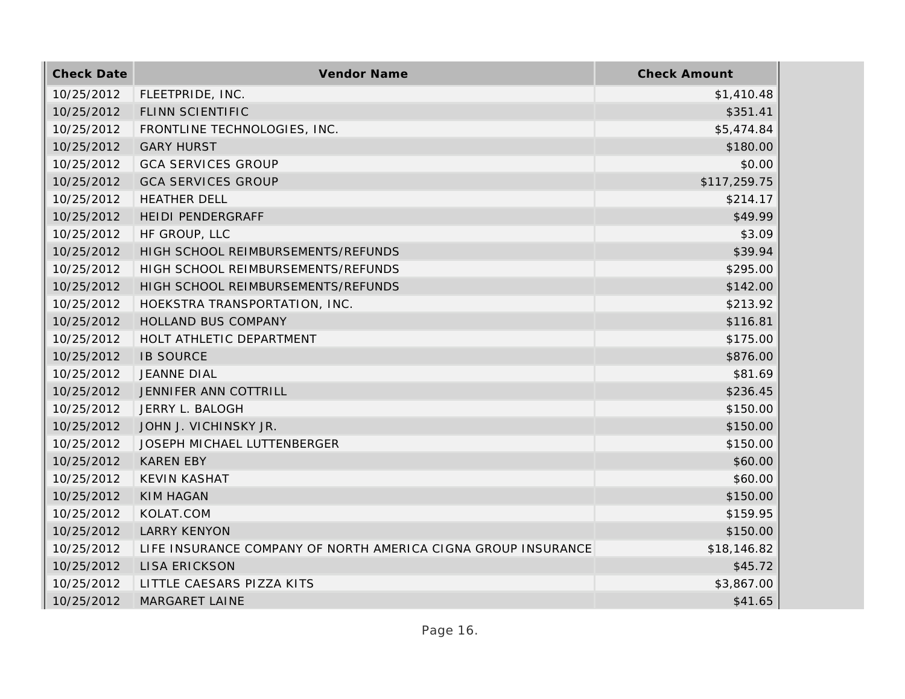| Check Date | Vendor Name | Check Amount |
| --- | --- | --- |
| 10/25/2012 | FLEETPRIDE, INC. | $1,410.48 |
| 10/25/2012 | FLINN SCIENTIFIC | $351.41 |
| 10/25/2012 | FRONTLINE TECHNOLOGIES, INC. | $5,474.84 |
| 10/25/2012 | GARY HURST | $180.00 |
| 10/25/2012 | GCA SERVICES GROUP | $0.00 |
| 10/25/2012 | GCA SERVICES GROUP | $117,259.75 |
| 10/25/2012 | HEATHER DELL | $214.17 |
| 10/25/2012 | HEIDI PENDERGRAFF | $49.99 |
| 10/25/2012 | HF GROUP, LLC | $3.09 |
| 10/25/2012 | HIGH SCHOOL REIMBURSEMENTS/REFUNDS | $39.94 |
| 10/25/2012 | HIGH SCHOOL REIMBURSEMENTS/REFUNDS | $295.00 |
| 10/25/2012 | HIGH SCHOOL REIMBURSEMENTS/REFUNDS | $142.00 |
| 10/25/2012 | HOEKSTRA TRANSPORTATION, INC. | $213.92 |
| 10/25/2012 | HOLLAND BUS COMPANY | $116.81 |
| 10/25/2012 | HOLT ATHLETIC DEPARTMENT | $175.00 |
| 10/25/2012 | IB SOURCE | $876.00 |
| 10/25/2012 | JEANNE DIAL | $81.69 |
| 10/25/2012 | JENNIFER ANN COTTRILL | $236.45 |
| 10/25/2012 | JERRY L. BALOGH | $150.00 |
| 10/25/2012 | JOHN J. VICHINSKY JR. | $150.00 |
| 10/25/2012 | JOSEPH MICHAEL LUTTENBERGER | $150.00 |
| 10/25/2012 | KAREN EBY | $60.00 |
| 10/25/2012 | KEVIN KASHAT | $60.00 |
| 10/25/2012 | KIM HAGAN | $150.00 |
| 10/25/2012 | KOLAT.COM | $159.95 |
| 10/25/2012 | LARRY KENYON | $150.00 |
| 10/25/2012 | LIFE INSURANCE COMPANY OF NORTH AMERICA CIGNA GROUP INSURANCE | $18,146.82 |
| 10/25/2012 | LISA ERICKSON | $45.72 |
| 10/25/2012 | LITTLE CAESARS PIZZA KITS | $3,867.00 |
| 10/25/2012 | MARGARET LAINE | $41.65 |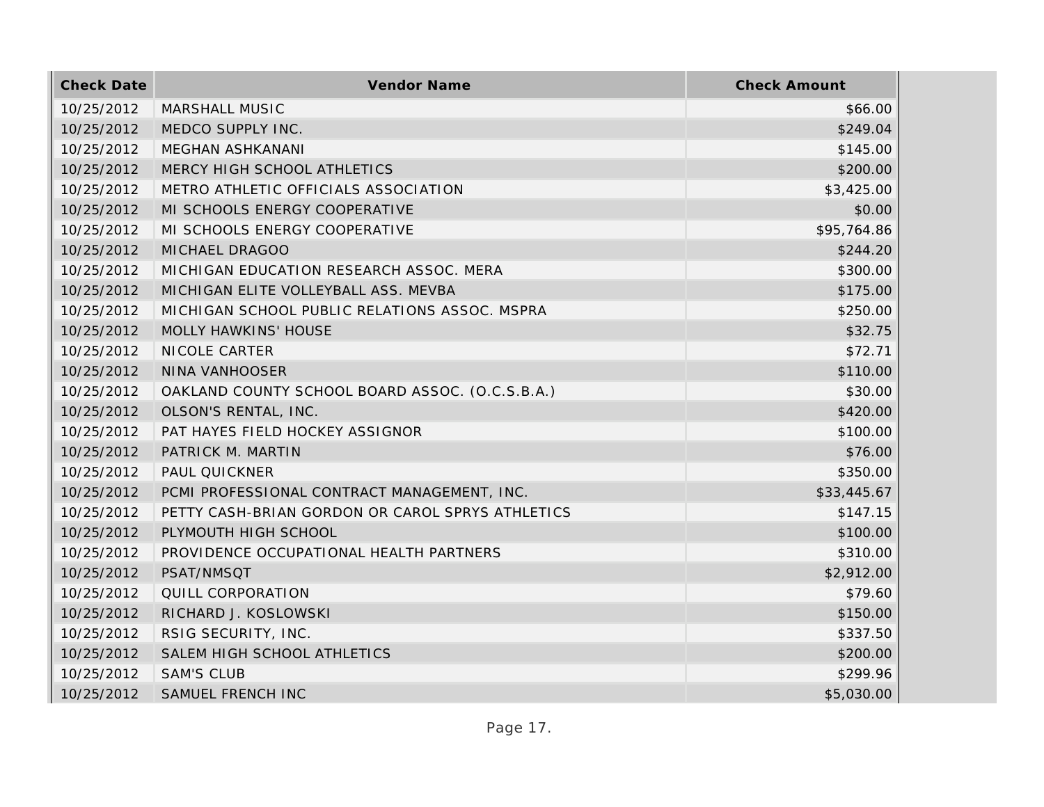| Check Date | Vendor Name | Check Amount |
|---|---|---|
| 10/25/2012 | MARSHALL MUSIC | $66.00 |
| 10/25/2012 | MEDCO SUPPLY INC. | $249.04 |
| 10/25/2012 | MEGHAN ASHKANANI | $145.00 |
| 10/25/2012 | MERCY HIGH SCHOOL ATHLETICS | $200.00 |
| 10/25/2012 | METRO ATHLETIC OFFICIALS ASSOCIATION | $3,425.00 |
| 10/25/2012 | MI SCHOOLS ENERGY COOPERATIVE | $0.00 |
| 10/25/2012 | MI SCHOOLS ENERGY COOPERATIVE | $95,764.86 |
| 10/25/2012 | MICHAEL DRAGOO | $244.20 |
| 10/25/2012 | MICHIGAN EDUCATION RESEARCH ASSOC. MERA | $300.00 |
| 10/25/2012 | MICHIGAN ELITE VOLLEYBALL ASS. MEVBA | $175.00 |
| 10/25/2012 | MICHIGAN SCHOOL PUBLIC RELATIONS ASSOC. MSPRA | $250.00 |
| 10/25/2012 | MOLLY HAWKINS' HOUSE | $32.75 |
| 10/25/2012 | NICOLE CARTER | $72.71 |
| 10/25/2012 | NINA VANHOOSER | $110.00 |
| 10/25/2012 | OAKLAND COUNTY SCHOOL BOARD ASSOC. (O.C.S.B.A.) | $30.00 |
| 10/25/2012 | OLSON'S RENTAL, INC. | $420.00 |
| 10/25/2012 | PAT HAYES FIELD HOCKEY ASSIGNOR | $100.00 |
| 10/25/2012 | PATRICK M. MARTIN | $76.00 |
| 10/25/2012 | PAUL QUICKNER | $350.00 |
| 10/25/2012 | PCMI PROFESSIONAL CONTRACT MANAGEMENT, INC. | $33,445.67 |
| 10/25/2012 | PETTY CASH-BRIAN GORDON OR CAROL SPRYS ATHLETICS | $147.15 |
| 10/25/2012 | PLYMOUTH HIGH SCHOOL | $100.00 |
| 10/25/2012 | PROVIDENCE OCCUPATIONAL HEALTH PARTNERS | $310.00 |
| 10/25/2012 | PSAT/NMSQT | $2,912.00 |
| 10/25/2012 | QUILL CORPORATION | $79.60 |
| 10/25/2012 | RICHARD J. KOSLOWSKI | $150.00 |
| 10/25/2012 | RSIG SECURITY, INC. | $337.50 |
| 10/25/2012 | SALEM HIGH SCHOOL ATHLETICS | $200.00 |
| 10/25/2012 | SAM'S CLUB | $299.96 |
| 10/25/2012 | SAMUEL FRENCH INC | $5,030.00 |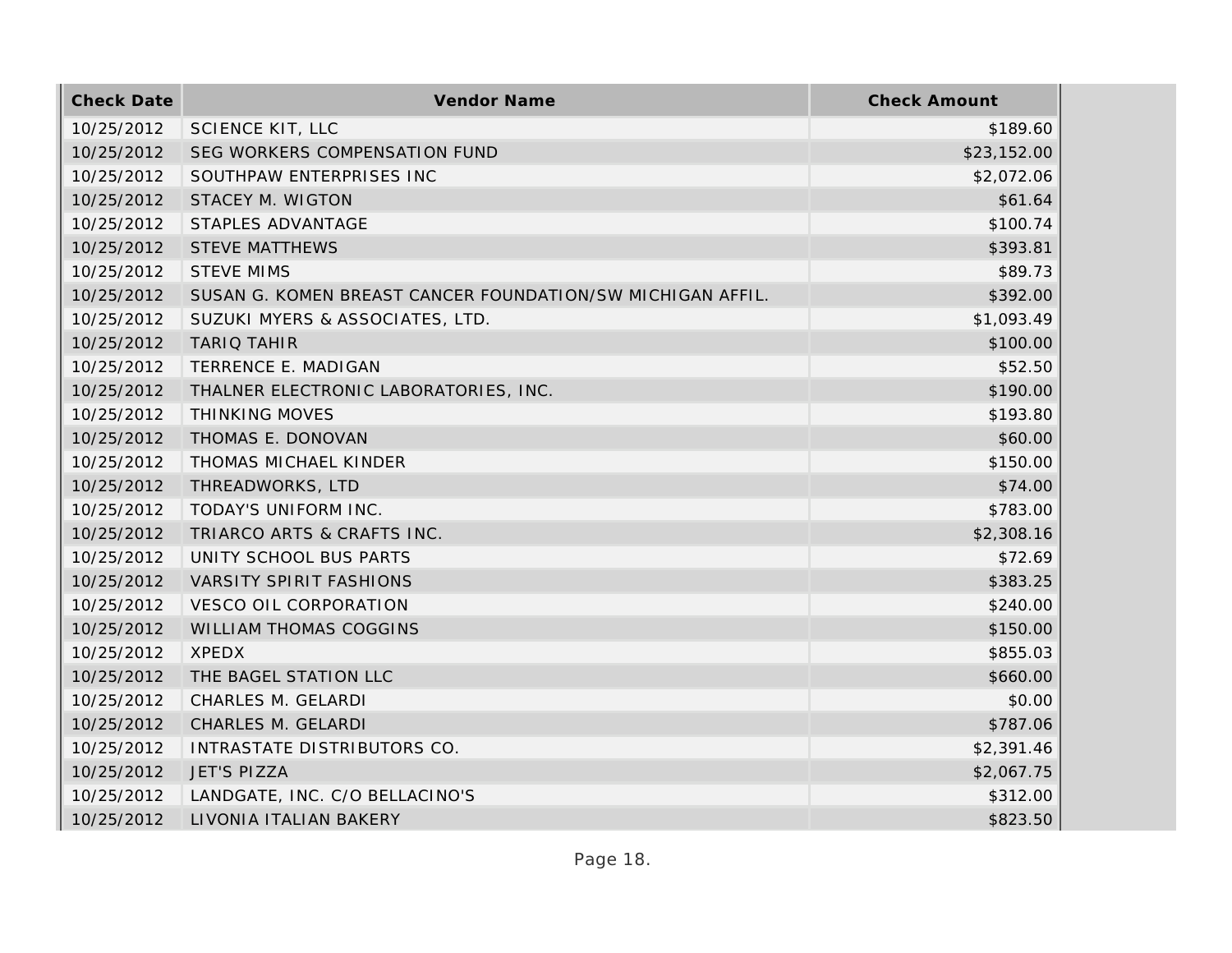| Check Date | Vendor Name | Check Amount |
| --- | --- | --- |
| 10/25/2012 | SCIENCE KIT, LLC | $189.60 |
| 10/25/2012 | SEG WORKERS COMPENSATION FUND | $23,152.00 |
| 10/25/2012 | SOUTHPAW ENTERPRISES INC | $2,072.06 |
| 10/25/2012 | STACEY M. WIGTON | $61.64 |
| 10/25/2012 | STAPLES ADVANTAGE | $100.74 |
| 10/25/2012 | STEVE MATTHEWS | $393.81 |
| 10/25/2012 | STEVE MIMS | $89.73 |
| 10/25/2012 | SUSAN G. KOMEN BREAST CANCER FOUNDATION/SW MICHIGAN AFFIL. | $392.00 |
| 10/25/2012 | SUZUKI MYERS & ASSOCIATES, LTD. | $1,093.49 |
| 10/25/2012 | TARIQ TAHIR | $100.00 |
| 10/25/2012 | TERRENCE E. MADIGAN | $52.50 |
| 10/25/2012 | THALNER ELECTRONIC LABORATORIES, INC. | $190.00 |
| 10/25/2012 | THINKING MOVES | $193.80 |
| 10/25/2012 | THOMAS E. DONOVAN | $60.00 |
| 10/25/2012 | THOMAS MICHAEL KINDER | $150.00 |
| 10/25/2012 | THREADWORKS, LTD | $74.00 |
| 10/25/2012 | TODAY'S UNIFORM INC. | $783.00 |
| 10/25/2012 | TRIARCO ARTS & CRAFTS INC. | $2,308.16 |
| 10/25/2012 | UNITY SCHOOL BUS PARTS | $72.69 |
| 10/25/2012 | VARSITY SPIRIT FASHIONS | $383.25 |
| 10/25/2012 | VESCO OIL CORPORATION | $240.00 |
| 10/25/2012 | WILLIAM THOMAS COGGINS | $150.00 |
| 10/25/2012 | XPEDX | $855.03 |
| 10/25/2012 | THE BAGEL STATION LLC | $660.00 |
| 10/25/2012 | CHARLES M. GELARDI | $0.00 |
| 10/25/2012 | CHARLES M. GELARDI | $787.06 |
| 10/25/2012 | INTRASTATE DISTRIBUTORS CO. | $2,391.46 |
| 10/25/2012 | JET'S PIZZA | $2,067.75 |
| 10/25/2012 | LANDGATE, INC. C/O BELLACINO'S | $312.00 |
| 10/25/2012 | LIVONIA ITALIAN BAKERY | $823.50 |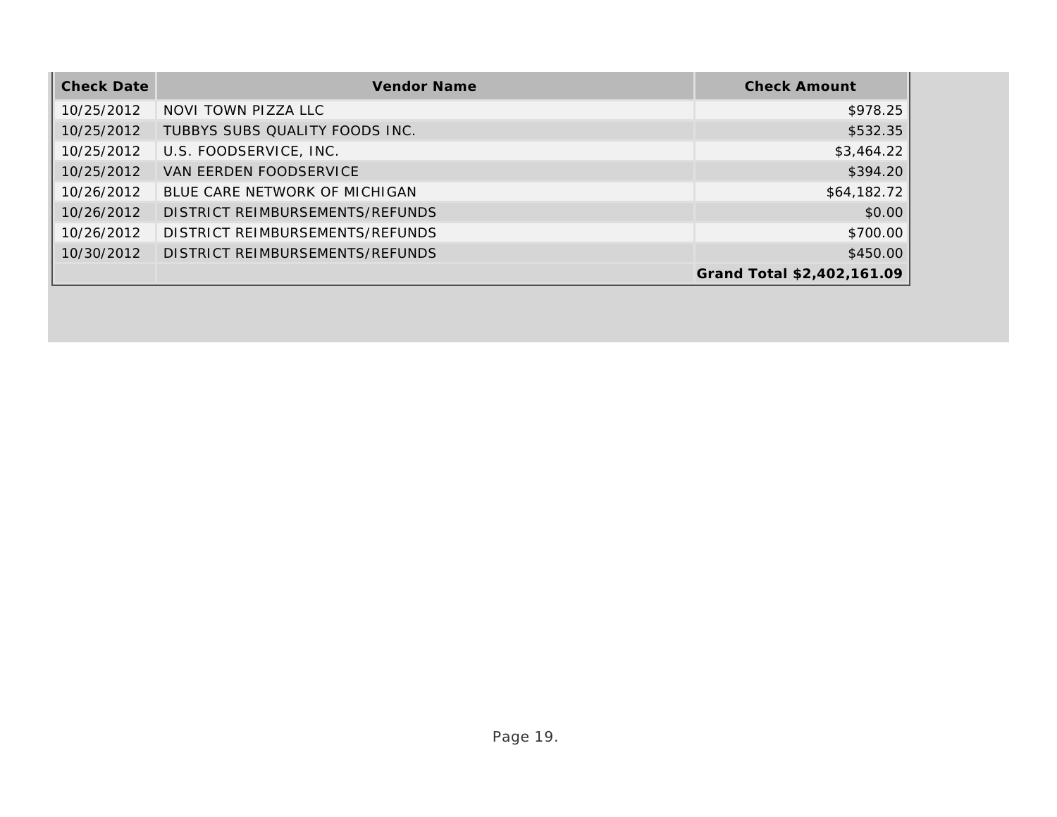| Check Date | Vendor Name | Check Amount |
| --- | --- | --- |
| 10/25/2012 | NOVI TOWN PIZZA LLC | $978.25 |
| 10/25/2012 | TUBBYS SUBS QUALITY FOODS INC. | $532.35 |
| 10/25/2012 | U.S. FOODSERVICE, INC. | $3,464.22 |
| 10/25/2012 | VAN EERDEN FOODSERVICE | $394.20 |
| 10/26/2012 | BLUE CARE NETWORK OF MICHIGAN | $64,182.72 |
| 10/26/2012 | DISTRICT REIMBURSEMENTS/REFUNDS | $0.00 |
| 10/26/2012 | DISTRICT REIMBURSEMENTS/REFUNDS | $700.00 |
| 10/30/2012 | DISTRICT REIMBURSEMENTS/REFUNDS | $450.00 |
| | | **Grand Total $2,402,161.09** |